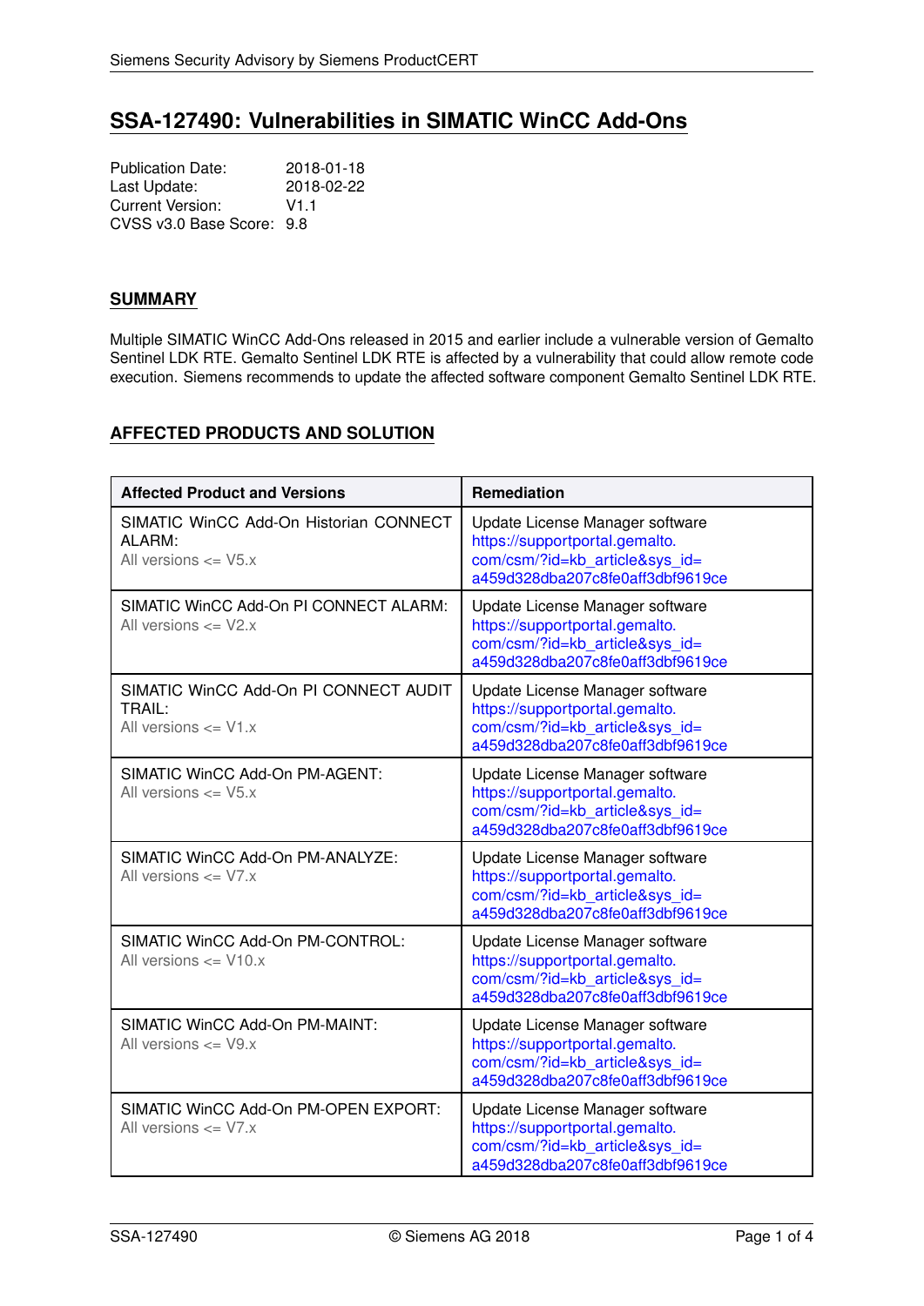# SSA-127490: Vulnerabilities in SIMATIC WinCC Add-Ons

Publication Date: 2018-01-18
Last Update: 2018-02-22
Current Version: V1.1
CVSS v3.0 Base Score: 9.8

## SUMMARY

Multiple SIMATIC WinCC Add-Ons released in 2015 and earlier include a vulnerable version of Gemalto Sentinel LDK RTE. Gemalto Sentinel LDK RTE is affected by a vulnerability that could allow remote code execution. Siemens recommends to update the affected software component Gemalto Sentinel LDK RTE.

## AFFECTED PRODUCTS AND SOLUTION

| Affected Product and Versions | Remediation |
|---|---|
| SIMATIC WinCC Add-On Historian CONNECT ALARM: All versions <= V5.x | Update License Manager software https://supportportal.gemalto.com/csm/?id=kb_article&sys_id=a459d328dba207c8fe0aff3dbf9619ce |
| SIMATIC WinCC Add-On PI CONNECT ALARM: All versions <= V2.x | Update License Manager software https://supportportal.gemalto.com/csm/?id=kb_article&sys_id=a459d328dba207c8fe0aff3dbf9619ce |
| SIMATIC WinCC Add-On PI CONNECT AUDIT TRAIL: All versions <= V1.x | Update License Manager software https://supportportal.gemalto.com/csm/?id=kb_article&sys_id=a459d328dba207c8fe0aff3dbf9619ce |
| SIMATIC WinCC Add-On PM-AGENT: All versions <= V5.x | Update License Manager software https://supportportal.gemalto.com/csm/?id=kb_article&sys_id=a459d328dba207c8fe0aff3dbf9619ce |
| SIMATIC WinCC Add-On PM-ANALYZE: All versions <= V7.x | Update License Manager software https://supportportal.gemalto.com/csm/?id=kb_article&sys_id=a459d328dba207c8fe0aff3dbf9619ce |
| SIMATIC WinCC Add-On PM-CONTROL: All versions <= V10.x | Update License Manager software https://supportportal.gemalto.com/csm/?id=kb_article&sys_id=a459d328dba207c8fe0aff3dbf9619ce |
| SIMATIC WinCC Add-On PM-MAINT: All versions <= V9.x | Update License Manager software https://supportportal.gemalto.com/csm/?id=kb_article&sys_id=a459d328dba207c8fe0aff3dbf9619ce |
| SIMATIC WinCC Add-On PM-OPEN EXPORT: All versions <= V7.x | Update License Manager software https://supportportal.gemalto.com/csm/?id=kb_article&sys_id=a459d328dba207c8fe0aff3dbf9619ce |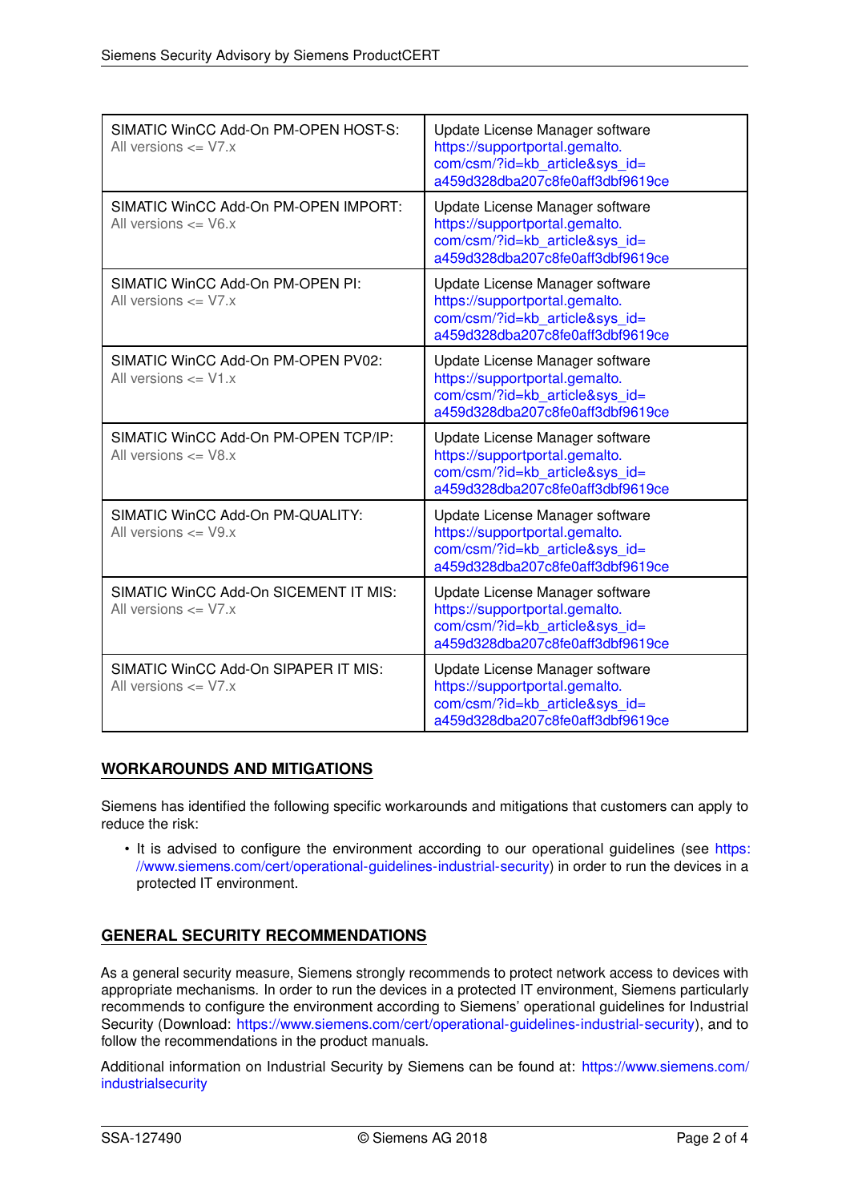| | |
|---|---|
| SIMATIC WinCC Add-On PM-OPEN HOST-S:<br>All versions <= V7.x | Update License Manager software<br>https://supportportal.gemalto.com/csm/?id=kb_article&sys_id=a459d328dba207c8fe0aff3dbf9619ce |
| SIMATIC WinCC Add-On PM-OPEN IMPORT:<br>All versions <= V6.x | Update License Manager software<br>https://supportportal.gemalto.com/csm/?id=kb_article&sys_id=a459d328dba207c8fe0aff3dbf9619ce |
| SIMATIC WinCC Add-On PM-OPEN PI:<br>All versions <= V7.x | Update License Manager software<br>https://supportportal.gemalto.com/csm/?id=kb_article&sys_id=a459d328dba207c8fe0aff3dbf9619ce |
| SIMATIC WinCC Add-On PM-OPEN PV02:<br>All versions <= V1.x | Update License Manager software<br>https://supportportal.gemalto.com/csm/?id=kb_article&sys_id=a459d328dba207c8fe0aff3dbf9619ce |
| SIMATIC WinCC Add-On PM-OPEN TCP/IP:<br>All versions <= V8.x | Update License Manager software<br>https://supportportal.gemalto.com/csm/?id=kb_article&sys_id=a459d328dba207c8fe0aff3dbf9619ce |
| SIMATIC WinCC Add-On PM-QUALITY:<br>All versions <= V9.x | Update License Manager software<br>https://supportportal.gemalto.com/csm/?id=kb_article&sys_id=a459d328dba207c8fe0aff3dbf9619ce |
| SIMATIC WinCC Add-On SICEMENT IT MIS:<br>All versions <= V7.x | Update License Manager software<br>https://supportportal.gemalto.com/csm/?id=kb_article&sys_id=a459d328dba207c8fe0aff3dbf9619ce |
| SIMATIC WinCC Add-On SIPAPER IT MIS:<br>All versions <= V7.x | Update License Manager software<br>https://supportportal.gemalto.com/csm/?id=kb_article&sys_id=a459d328dba207c8fe0aff3dbf9619ce |

## WORKAROUNDS AND MITIGATIONS

Siemens has identified the following specific workarounds and mitigations that customers can apply to reduce the risk:

- It is advised to configure the environment according to our operational guidelines (see https://www.siemens.com/cert/operational-guidelines-industrial-security) in order to run the devices in a protected IT environment.

## GENERAL SECURITY RECOMMENDATIONS

As a general security measure, Siemens strongly recommends to protect network access to devices with appropriate mechanisms. In order to run the devices in a protected IT environment, Siemens particularly recommends to configure the environment according to Siemens' operational guidelines for Industrial Security (Download: https://www.siemens.com/cert/operational-guidelines-industrial-security), and to follow the recommendations in the product manuals.

Additional information on Industrial Security by Siemens can be found at: https://www.siemens.com/industrialsecurity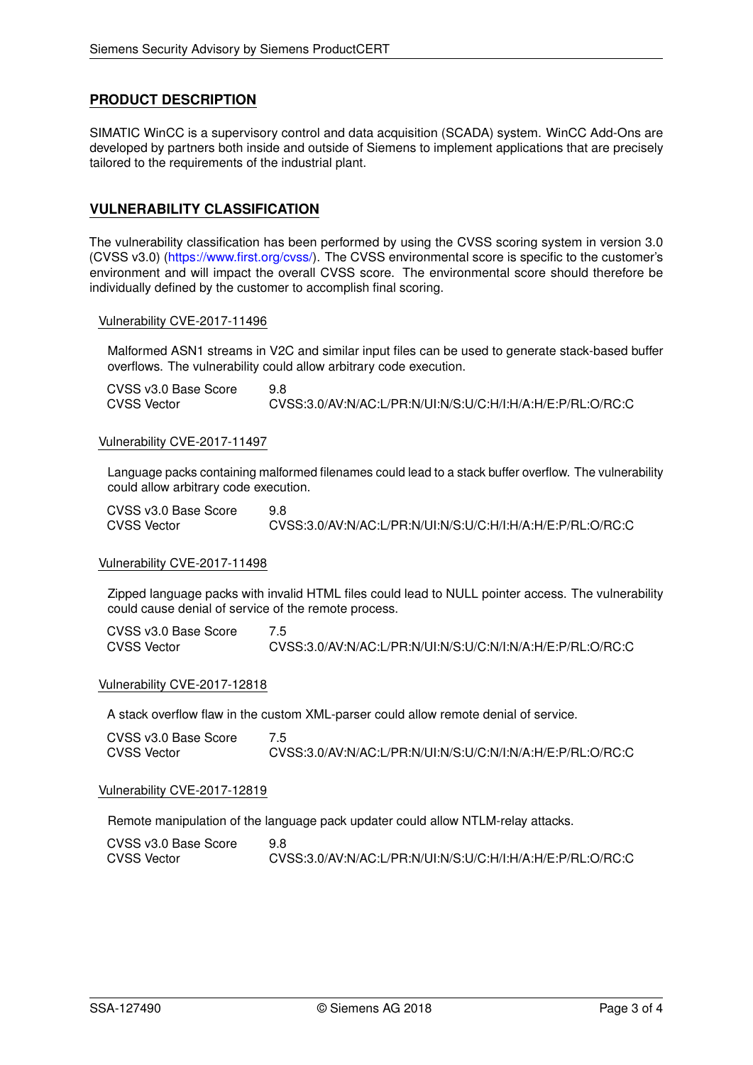## PRODUCT DESCRIPTION

SIMATIC WinCC is a supervisory control and data acquisition (SCADA) system. WinCC Add-Ons are developed by partners both inside and outside of Siemens to implement applications that are precisely tailored to the requirements of the industrial plant.

## VULNERABILITY CLASSIFICATION

The vulnerability classification has been performed by using the CVSS scoring system in version 3.0 (CVSS v3.0) (https://www.first.org/cvss/). The CVSS environmental score is specific to the customer's environment and will impact the overall CVSS score. The environmental score should therefore be individually defined by the customer to accomplish final scoring.

### Vulnerability CVE-2017-11496

Malformed ASN1 streams in V2C and similar input files can be used to generate stack-based buffer overflows. The vulnerability could allow arbitrary code execution.

CVSS v3.0 Base Score: 9.8
CVSS Vector: CVSS:3.0/AV:N/AC:L/PR:N/UI:N/S:U/C:H/I:H/A:H/E:P/RL:O/RC:C

### Vulnerability CVE-2017-11497

Language packs containing malformed filenames could lead to a stack buffer overflow. The vulnerability could allow arbitrary code execution.

CVSS v3.0 Base Score: 9.8
CVSS Vector: CVSS:3.0/AV:N/AC:L/PR:N/UI:N/S:U/C:H/I:H/A:H/E:P/RL:O/RC:C

### Vulnerability CVE-2017-11498

Zipped language packs with invalid HTML files could lead to NULL pointer access. The vulnerability could cause denial of service of the remote process.

CVSS v3.0 Base Score: 7.5
CVSS Vector: CVSS:3.0/AV:N/AC:L/PR:N/UI:N/S:U/C:N/I:N/A:H/E:P/RL:O/RC:C

### Vulnerability CVE-2017-12818

A stack overflow flaw in the custom XML-parser could allow remote denial of service.

CVSS v3.0 Base Score: 7.5
CVSS Vector: CVSS:3.0/AV:N/AC:L/PR:N/UI:N/S:U/C:N/I:N/A:H/E:P/RL:O/RC:C

### Vulnerability CVE-2017-12819

Remote manipulation of the language pack updater could allow NTLM-relay attacks.

CVSS v3.0 Base Score: 9.8
CVSS Vector: CVSS:3.0/AV:N/AC:L/PR:N/UI:N/S:U/C:H/I:H/A:H/E:P/RL:O/RC:C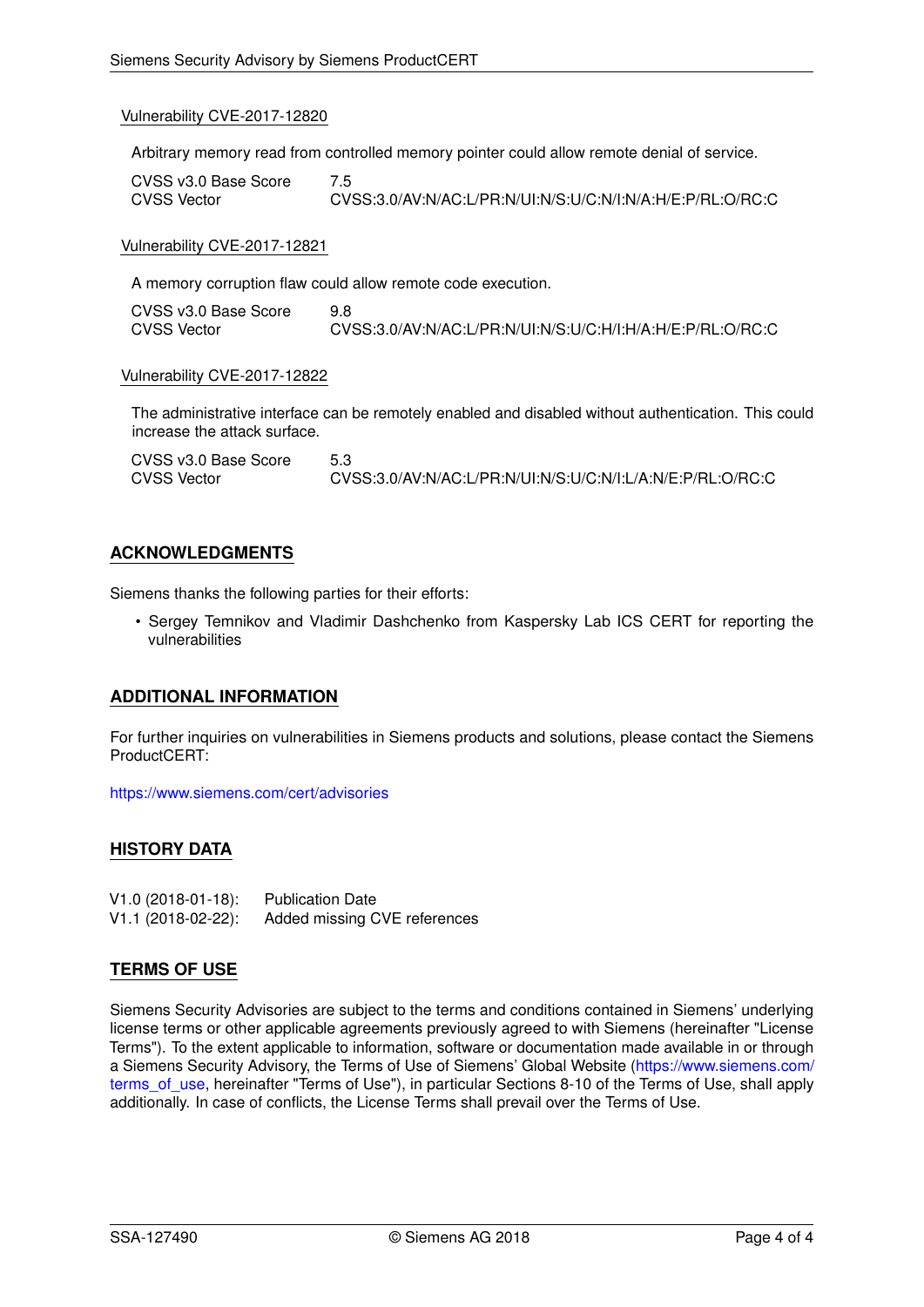### Vulnerability CVE-2017-12820

Arbitrary memory read from controlled memory pointer could allow remote denial of service.

| | |
|---|---|
| CVSS v3.0 Base Score | 7.5 |
| CVSS Vector | CVSS:3.0/AV:N/AC:L/PR:N/UI:N/S:U/C:N/I:N/A:H/E:P/RL:O/RC:C |

### Vulnerability CVE-2017-12821

A memory corruption flaw could allow remote code execution.

| | |
|---|---|
| CVSS v3.0 Base Score | 9.8 |
| CVSS Vector | CVSS:3.0/AV:N/AC:L/PR:N/UI:N/S:U/C:H/I:H/A:H/E:P/RL:O/RC:C |

### Vulnerability CVE-2017-12822

The administrative interface can be remotely enabled and disabled without authentication. This could increase the attack surface.

| | |
|---|---|
| CVSS v3.0 Base Score | 5.3 |
| CVSS Vector | CVSS:3.0/AV:N/AC:L/PR:N/UI:N/S:U/C:N/I:L/A:N/E:P/RL:O/RC:C |

## ACKNOWLEDGMENTS

Siemens thanks the following parties for their efforts:

- Sergey Temnikov and Vladimir Dashchenko from Kaspersky Lab ICS CERT for reporting the vulnerabilities

## ADDITIONAL INFORMATION

For further inquiries on vulnerabilities in Siemens products and solutions, please contact the Siemens ProductCERT:

https://www.siemens.com/cert/advisories

## HISTORY DATA

| | |
|---|---|
| V1.0 (2018-01-18): | Publication Date |
| V1.1 (2018-02-22): | Added missing CVE references |

## TERMS OF USE

Siemens Security Advisories are subject to the terms and conditions contained in Siemens' underlying license terms or other applicable agreements previously agreed to with Siemens (hereinafter "License Terms"). To the extent applicable to information, software or documentation made available in or through a Siemens Security Advisory, the Terms of Use of Siemens' Global Website (https://www.siemens.com/terms_of_use, hereinafter "Terms of Use"), in particular Sections 8-10 of the Terms of Use, shall apply additionally. In case of conflicts, the License Terms shall prevail over the Terms of Use.